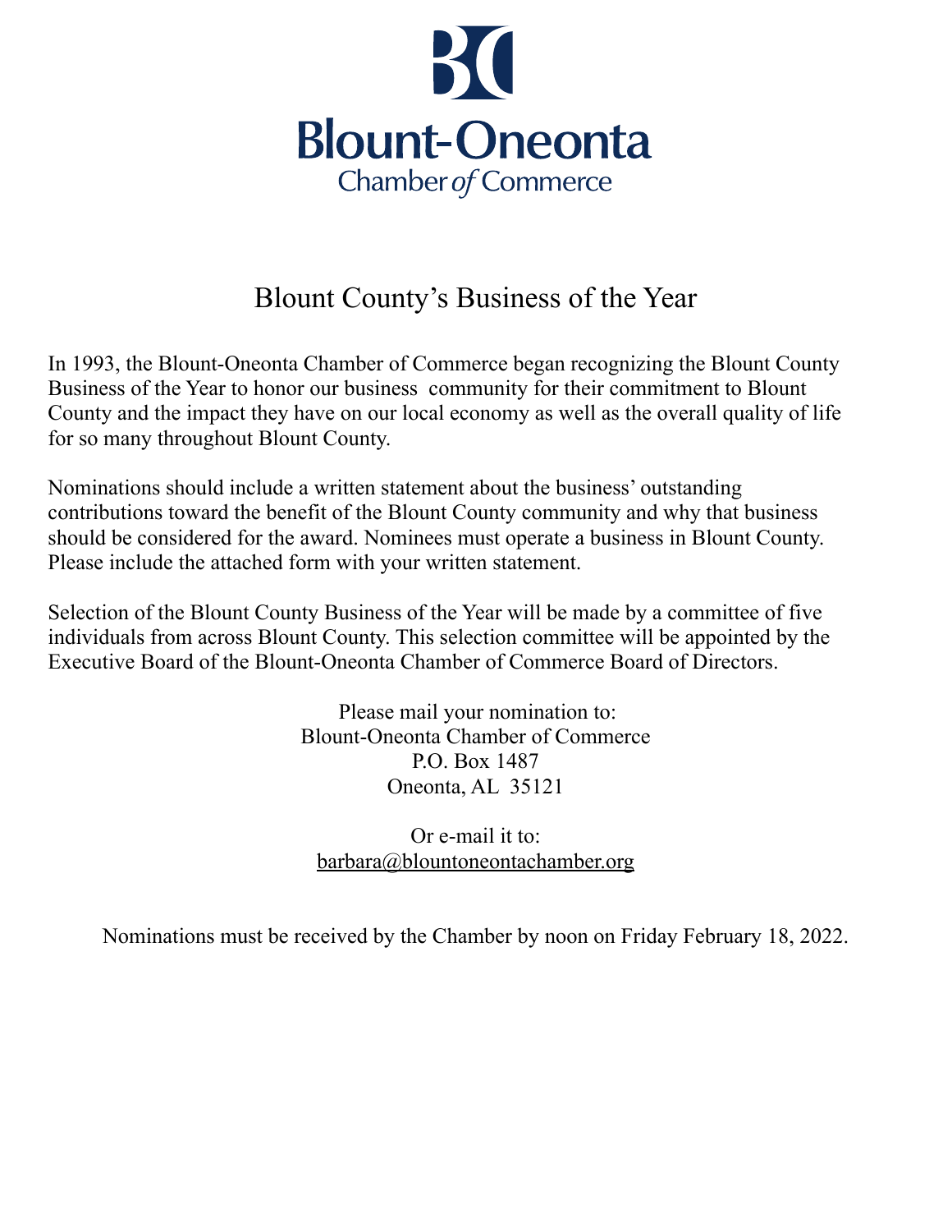BC

Blount-Oneonta

Chamber of Commerce

# Blount County's Business of the Year

In 1993, the Blount-Oneonta Chamber of Commerce began recognizing the Blount County Business of the Year to honor our business community for their commitment to Blount County and the impact they have on our local economy as well as the overall quality of life for so many throughout Blount County.

Nominations should include a written statement about the business' outstanding contributions toward the benefit of the Blount County community and why that business should be considered for the award. Nominees must operate a business in Blount County. Please include the attached form with your written statement.

Selection of the Blount County Business of the Year will be made by a committee of five individuals from across Blount County. This selection committee will be appointed by the Executive Board of the Blount-Oneonta Chamber of Commerce Board of Directors.

Please mail your nomination to:
Blount-Oneonta Chamber of Commerce
P.O. Box 1487
Oneonta, AL 35121

Or e-mail it to:
barbara@blountoneontachamber.org

Nominations must be received by the Chamber by noon on Friday February 18, 2022.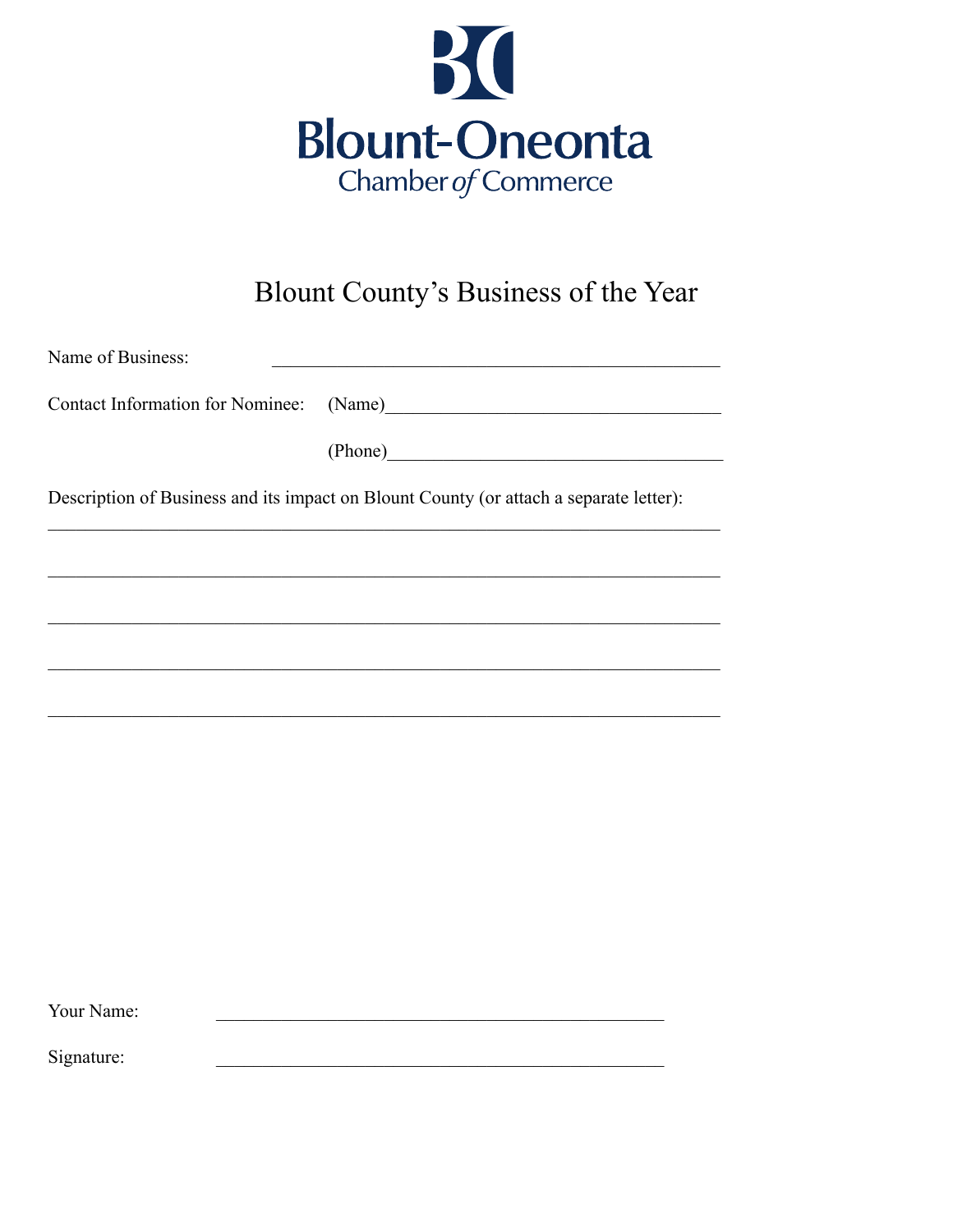Blount-Oneonta Chamber of Commerce

# Blount County's Business of the Year

Name of Business: ________________________________________________

Contact Information for Nominee: (Name)________________________________

(Phone)________________________________

Description of Business and its impact on Blount County (or attach a separate letter):

________________________________________________________________________

________________________________________________________________________

________________________________________________________________________

________________________________________________________________________

________________________________________________________________________

Your Name: ________________________________________________

Signature: ________________________________________________